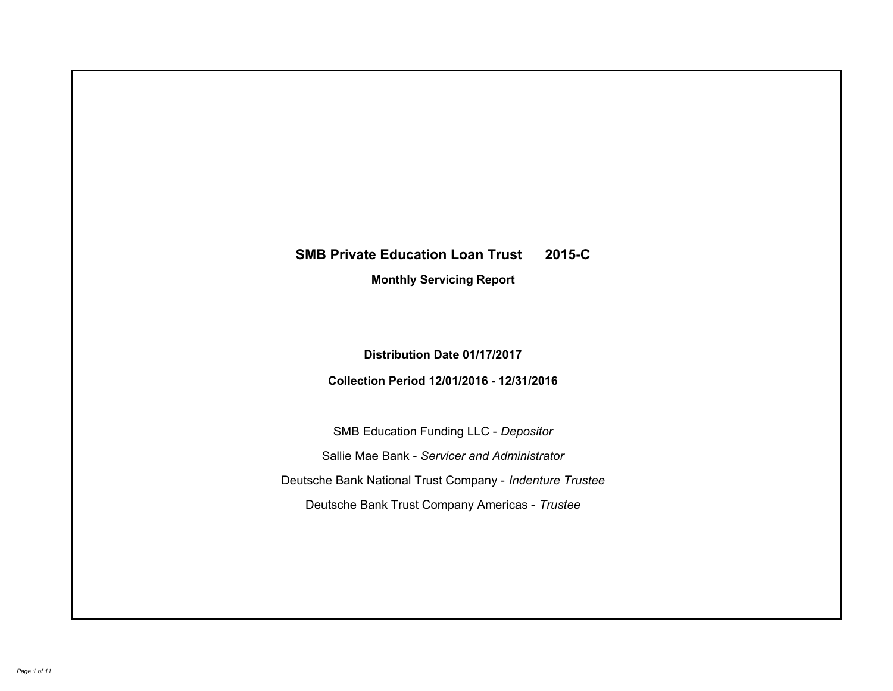# SMB Private Education Loan Trust 2015-C

## Monthly Servicing Report

**Distribution Date 01/17/2017**

**Collection Period 12/01/2016 - 12/31/2016**

SMB Education Funding LLC - *Depositor*

Sallie Mae Bank - *Servicer and Administrator*

Deutsche Bank National Trust Company - *Indenture Trustee*

Deutsche Bank Trust Company Americas - *Trustee*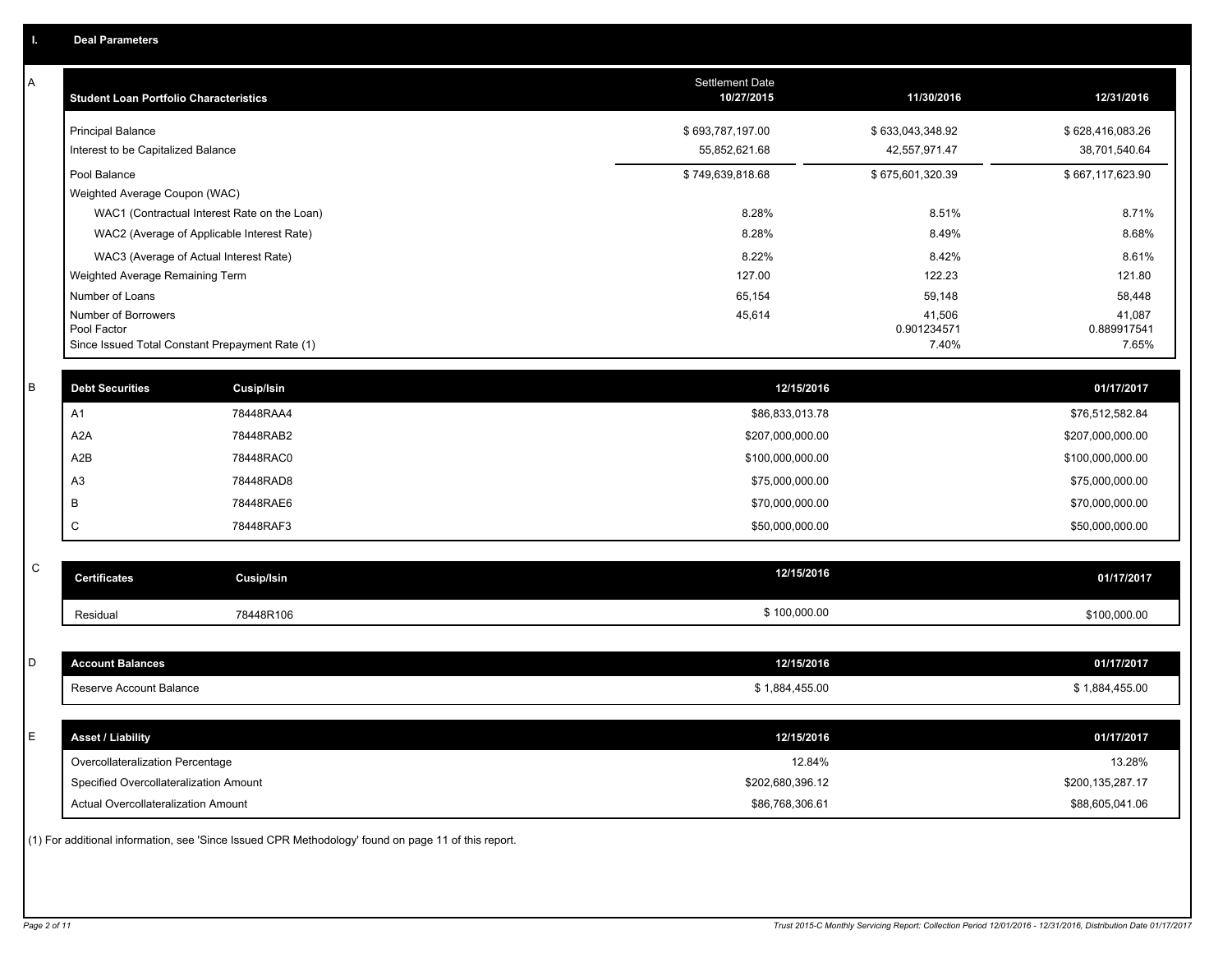## I. Deal Parameters

### A

| Student Loan Portfolio Characteristics | Settlement Date 10/27/2015 | 11/30/2016 | 12/31/2016 |
|---|---|---|---|
| Principal Balance | $ 693,787,197.00 | $ 633,043,348.92 | $ 628,416,083.26 |
| Interest to be Capitalized Balance | 55,852,621.68 | 42,557,971.47 | 38,701,540.64 |
| Pool Balance | $ 749,639,818.68 | $ 675,601,320.39 | $ 667,117,623.90 |
| Weighted Average Coupon (WAC) | | | |
| WAC1 (Contractual Interest Rate on the Loan) | 8.28% | 8.51% | 8.71% |
| WAC2 (Average of Applicable Interest Rate) | 8.28% | 8.49% | 8.68% |
| WAC3 (Average of Actual Interest Rate) | 8.22% | 8.42% | 8.61% |
| Weighted Average Remaining Term | 127.00 | 122.23 | 121.80 |
| Number of Loans | 65,154 | 59,148 | 58,448 |
| Number of Borrowers | 45,614 | 41,506 | 41,087 |
| Pool Factor | | 0.901234571 | 0.889917541 |
| Since Issued Total Constant Prepayment Rate (1) | | 7.40% | 7.65% |

### B

| Debt Securities | Cusip/Isin | 12/15/2016 | 01/17/2017 |
|---|---|---|---|
| A1 | 78448RAA4 | $86,833,013.78 | $76,512,582.84 |
| A2A | 78448RAB2 | $207,000,000.00 | $207,000,000.00 |
| A2B | 78448RAC0 | $100,000,000.00 | $100,000,000.00 |
| A3 | 78448RAD8 | $75,000,000.00 | $75,000,000.00 |
| B | 78448RAE6 | $70,000,000.00 | $70,000,000.00 |
| C | 78448RAF3 | $50,000,000.00 | $50,000,000.00 |

### C

| Certificates | Cusip/Isin | 12/15/2016 | 01/17/2017 |
|---|---|---|---|
| Residual | 78448R106 | $ 100,000.00 | $100,000.00 |

### D

| Account Balances | 12/15/2016 | 01/17/2017 |
|---|---|---|
| Reserve Account Balance | $ 1,884,455.00 | $ 1,884,455.00 |

### E

| Asset / Liability | 12/15/2016 | 01/17/2017 |
|---|---|---|
| Overcollateralization Percentage | 12.84% | 13.28% |
| Specified Overcollateralization Amount | $202,680,396.12 | $200,135,287.17 |
| Actual Overcollateralization Amount | $86,768,306.61 | $88,605,041.06 |

(1) For additional information, see 'Since Issued CPR Methodology' found on page 11 of this report.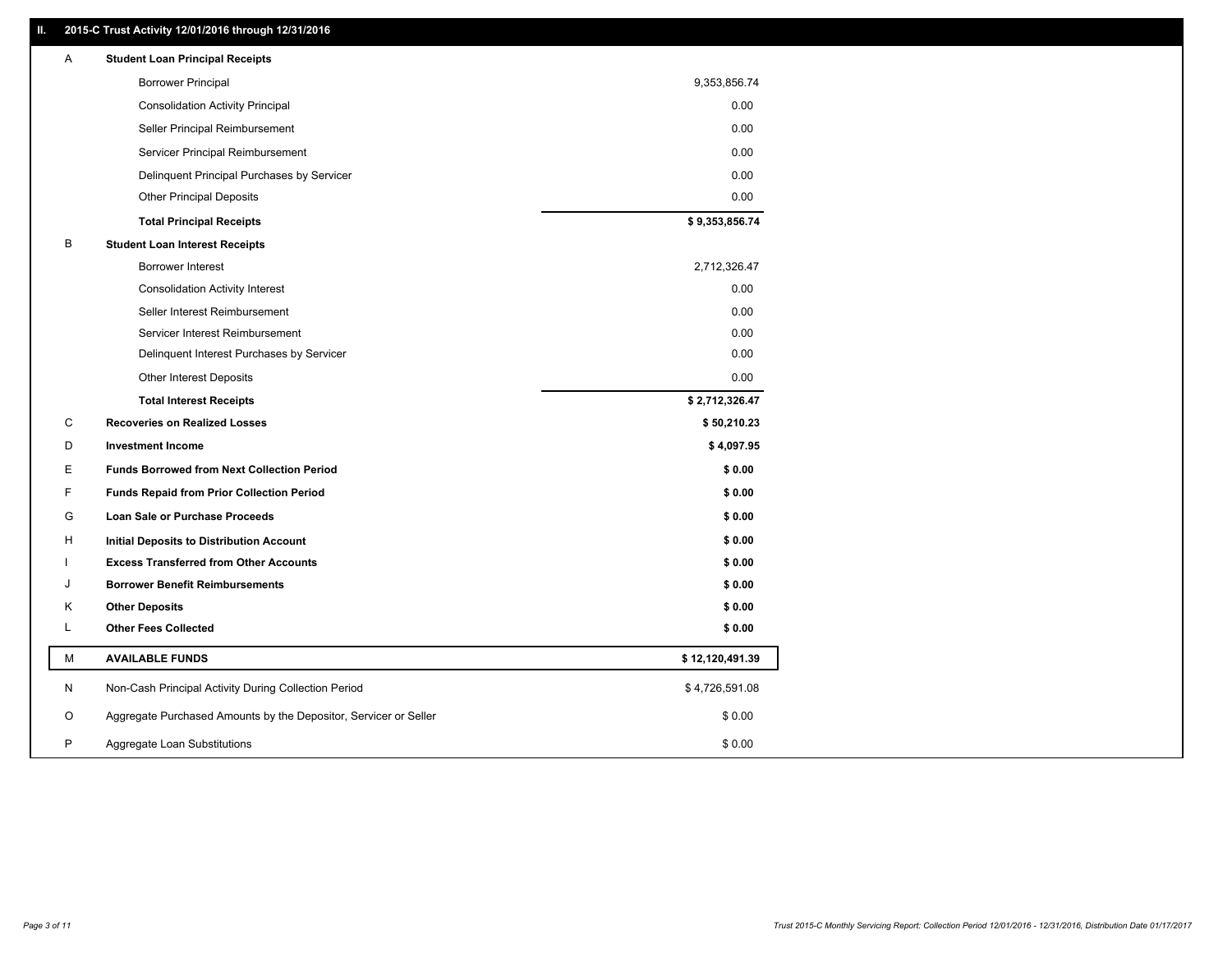## II. 2015-C Trust Activity 12/01/2016 through 12/31/2016

| | | |
|---|---|---|
| A | **Student Loan Principal Receipts** | |
| | Borrower Principal | 9,353,856.74 |
| | Consolidation Activity Principal | 0.00 |
| | Seller Principal Reimbursement | 0.00 |
| | Servicer Principal Reimbursement | 0.00 |
| | Delinquent Principal Purchases by Servicer | 0.00 |
| | Other Principal Deposits | 0.00 |
| | **Total Principal Receipts** | **$ 9,353,856.74** |
| B | **Student Loan Interest Receipts** | |
| | Borrower Interest | 2,712,326.47 |
| | Consolidation Activity Interest | 0.00 |
| | Seller Interest Reimbursement | 0.00 |
| | Servicer Interest Reimbursement | 0.00 |
| | Delinquent Interest Purchases by Servicer | 0.00 |
| | Other Interest Deposits | 0.00 |
| | **Total Interest Receipts** | **$ 2,712,326.47** |
| C | **Recoveries on Realized Losses** | **$ 50,210.23** |
| D | **Investment Income** | **$ 4,097.95** |
| E | **Funds Borrowed from Next Collection Period** | **$ 0.00** |
| F | **Funds Repaid from Prior Collection Period** | **$ 0.00** |
| G | **Loan Sale or Purchase Proceeds** | **$ 0.00** |
| H | **Initial Deposits to Distribution Account** | **$ 0.00** |
| I | **Excess Transferred from Other Accounts** | **$ 0.00** |
| J | **Borrower Benefit Reimbursements** | **$ 0.00** |
| K | **Other Deposits** | **$ 0.00** |
| L | **Other Fees Collected** | **$ 0.00** |
| M | **AVAILABLE FUNDS** | **$ 12,120,491.39** |
| N | Non-Cash Principal Activity During Collection Period | $ 4,726,591.08 |
| O | Aggregate Purchased Amounts by the Depositor, Servicer or Seller | $ 0.00 |
| P | Aggregate Loan Substitutions | $ 0.00 |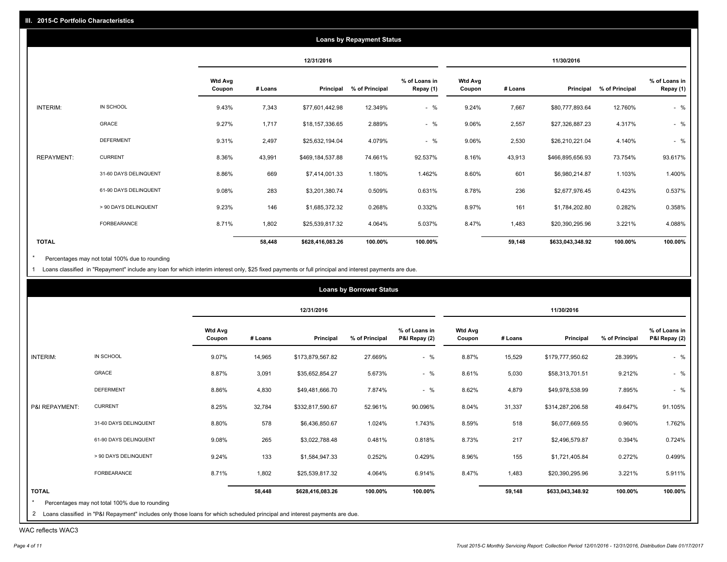## III. 2015-C Portfolio Characteristics

### Loans by Repayment Status

| | | 12/31/2016 | | | | | 11/30/2016 | | | | |
|---|---|---|---|---|---|---|---|---|---|---|---|
| | | Wtd Avg Coupon | # Loans | Principal | % of Principal | % of Loans in Repay (1) | Wtd Avg Coupon | # Loans | Principal | % of Principal | % of Loans in Repay (1) |
| INTERIM: | IN SCHOOL | 9.43% | 7,343 | $77,601,442.98 | 12.349% | - % | 9.24% | 7,667 | $80,777,893.64 | 12.760% | - % |
| | GRACE | 9.27% | 1,717 | $18,157,336.65 | 2.889% | - % | 9.06% | 2,557 | $27,326,887.23 | 4.317% | - % |
| | DEFERMENT | 9.31% | 2,497 | $25,632,194.04 | 4.079% | - % | 9.06% | 2,530 | $26,210,221.04 | 4.140% | - % |
| REPAYMENT: | CURRENT | 8.36% | 43,991 | $469,184,537.88 | 74.661% | 92.537% | 8.16% | 43,913 | $466,895,656.93 | 73.754% | 93.617% |
| | 31-60 DAYS DELINQUENT | 8.86% | 669 | $7,414,001.33 | 1.180% | 1.462% | 8.60% | 601 | $6,980,214.87 | 1.103% | 1.400% |
| | 61-90 DAYS DELINQUENT | 9.08% | 283 | $3,201,380.74 | 0.509% | 0.631% | 8.78% | 236 | $2,677,976.45 | 0.423% | 0.537% |
| | > 90 DAYS DELINQUENT | 9.23% | 146 | $1,685,372.32 | 0.268% | 0.332% | 8.97% | 161 | $1,784,202.80 | 0.282% | 0.358% |
| | FORBEARANCE | 8.71% | 1,802 | $25,539,817.32 | 4.064% | 5.037% | 8.47% | 1,483 | $20,390,295.96 | 3.221% | 4.088% |
| **TOTAL** | | | **58,448** | **$628,416,083.26** | **100.00%** | **100.00%** | | **59,148** | **$633,043,348.92** | **100.00%** | **100.00%** |

\* Percentages may not total 100% due to rounding

1 Loans classified in "Repayment" include any loan for which interim interest only, $25 fixed payments or full principal and interest payments are due.

### Loans by Borrower Status

| | | 12/31/2016 | | | | | 11/30/2016 | | | | |
|---|---|---|---|---|---|---|---|---|---|---|---|
| | | Wtd Avg Coupon | # Loans | Principal | % of Principal | % of Loans in P&I Repay (2) | Wtd Avg Coupon | # Loans | Principal | % of Principal | % of Loans in P&I Repay (2) |
| INTERIM: | IN SCHOOL | 9.07% | 14,965 | $173,879,567.82 | 27.669% | - % | 8.87% | 15,529 | $179,777,950.62 | 28.399% | - % |
| | GRACE | 8.87% | 3,091 | $35,652,854.27 | 5.673% | - % | 8.61% | 5,030 | $58,313,701.51 | 9.212% | - % |
| | DEFERMENT | 8.86% | 4,830 | $49,481,666.70 | 7.874% | - % | 8.62% | 4,879 | $49,978,538.99 | 7.895% | - % |
| P&I REPAYMENT: | CURRENT | 8.25% | 32,784 | $332,817,590.67 | 52.961% | 90.096% | 8.04% | 31,337 | $314,287,206.58 | 49.647% | 91.105% |
| | 31-60 DAYS DELINQUENT | 8.80% | 578 | $6,436,850.67 | 1.024% | 1.743% | 8.59% | 518 | $6,077,669.55 | 0.960% | 1.762% |
| | 61-90 DAYS DELINQUENT | 9.08% | 265 | $3,022,788.48 | 0.481% | 0.818% | 8.73% | 217 | $2,496,579.87 | 0.394% | 0.724% |
| | > 90 DAYS DELINQUENT | 9.24% | 133 | $1,584,947.33 | 0.252% | 0.429% | 8.96% | 155 | $1,721,405.84 | 0.272% | 0.499% |
| | FORBEARANCE | 8.71% | 1,802 | $25,539,817.32 | 4.064% | 6.914% | 8.47% | 1,483 | $20,390,295.96 | 3.221% | 5.911% |
| **TOTAL** | | | **58,448** | **$628,416,083.26** | **100.00%** | **100.00%** | | **59,148** | **$633,043,348.92** | **100.00%** | **100.00%** |

\* Percentages may not total 100% due to rounding

2 Loans classified in "P&I Repayment" includes only those loans for which scheduled principal and interest payments are due.

WAC reflects WAC3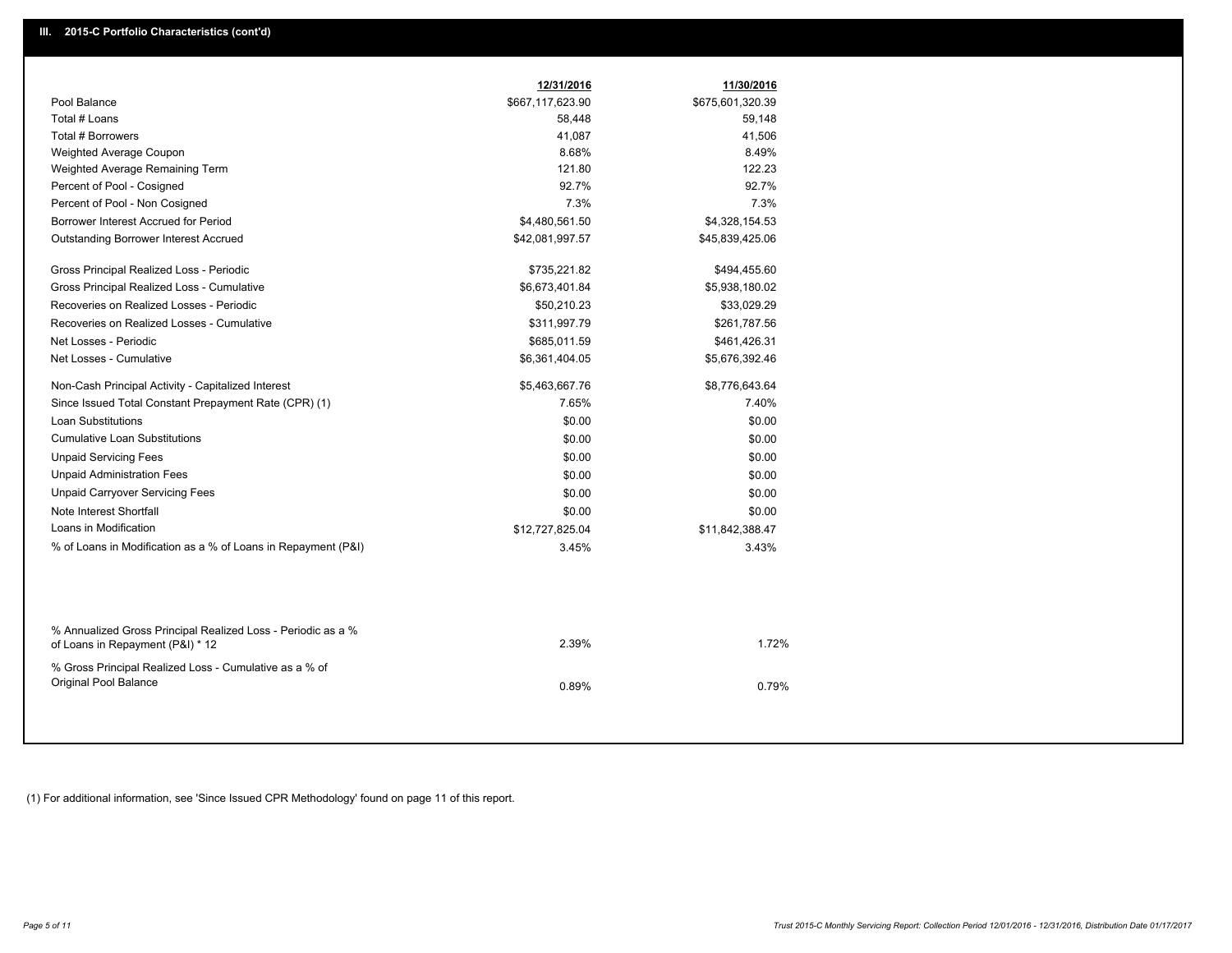## III. 2015-C Portfolio Characteristics (cont'd)

| | 12/31/2016 | 11/30/2016 |
|---|---|---|
| Pool Balance | $667,117,623.90 | $675,601,320.39 |
| Total # Loans | 58,448 | 59,148 |
| Total # Borrowers | 41,087 | 41,506 |
| Weighted Average Coupon | 8.68% | 8.49% |
| Weighted Average Remaining Term | 121.80 | 122.23 |
| Percent of Pool - Cosigned | 92.7% | 92.7% |
| Percent of Pool - Non Cosigned | 7.3% | 7.3% |
| Borrower Interest Accrued for Period | $4,480,561.50 | $4,328,154.53 |
| Outstanding Borrower Interest Accrued | $42,081,997.57 | $45,839,425.06 |
| Gross Principal Realized Loss - Periodic | $735,221.82 | $494,455.60 |
| Gross Principal Realized Loss - Cumulative | $6,673,401.84 | $5,938,180.02 |
| Recoveries on Realized Losses - Periodic | $50,210.23 | $33,029.29 |
| Recoveries on Realized Losses - Cumulative | $311,997.79 | $261,787.56 |
| Net Losses - Periodic | $685,011.59 | $461,426.31 |
| Net Losses - Cumulative | $6,361,404.05 | $5,676,392.46 |
| Non-Cash Principal Activity - Capitalized Interest | $5,463,667.76 | $8,776,643.64 |
| Since Issued Total Constant Prepayment Rate (CPR) (1) | 7.65% | 7.40% |
| Loan Substitutions | $0.00 | $0.00 |
| Cumulative Loan Substitutions | $0.00 | $0.00 |
| Unpaid Servicing Fees | $0.00 | $0.00 |
| Unpaid Administration Fees | $0.00 | $0.00 |
| Unpaid Carryover Servicing Fees | $0.00 | $0.00 |
| Note Interest Shortfall | $0.00 | $0.00 |
| Loans in Modification | $12,727,825.04 | $11,842,388.47 |
| % of Loans in Modification as a % of Loans in Repayment (P&I) | 3.45% | 3.43% |
| % Annualized Gross Principal Realized Loss - Periodic as a % of Loans in Repayment (P&I) * 12 | 2.39% | 1.72% |
| % Gross Principal Realized Loss - Cumulative as a % of Original Pool Balance | 0.89% | 0.79% |

(1) For additional information, see 'Since Issued CPR Methodology' found on page 11 of this report.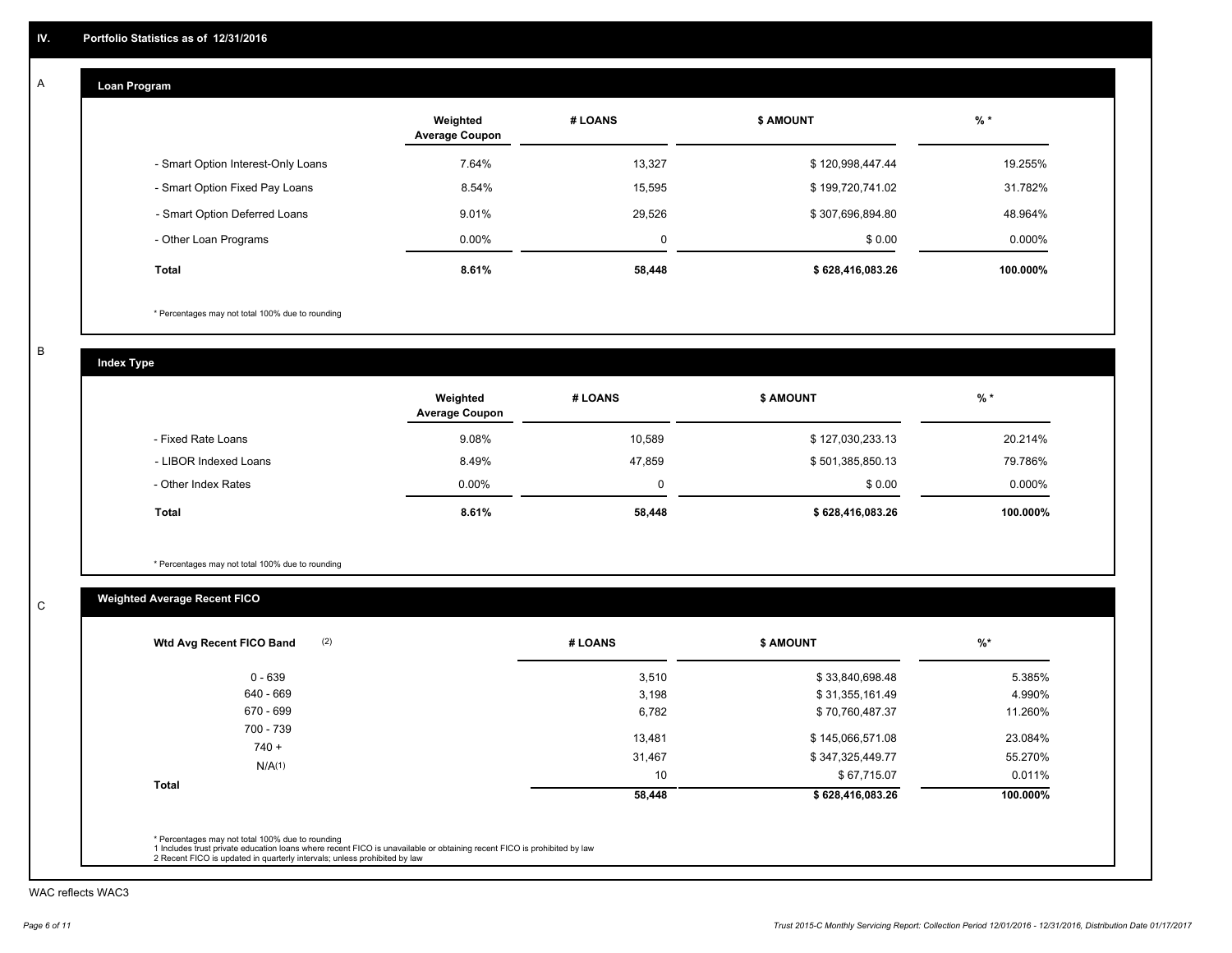## IV. Portfolio Statistics as of 12/31/2016

### A Loan Program

| | Weighted Average Coupon | # LOANS | $ AMOUNT | % * |
|---|---|---|---|---|
| - Smart Option Interest-Only Loans | 7.64% | 13,327 | $ 120,998,447.44 | 19.255% |
| - Smart Option Fixed Pay Loans | 8.54% | 15,595 | $ 199,720,741.02 | 31.782% |
| - Smart Option Deferred Loans | 9.01% | 29,526 | $ 307,696,894.80 | 48.964% |
| - Other Loan Programs | 0.00% | 0 | $ 0.00 | 0.000% |
| **Total** | **8.61%** | **58,448** | **$ 628,416,083.26** | **100.000%** |

* Percentages may not total 100% due to rounding

### B Index Type

| | Weighted Average Coupon | # LOANS | $ AMOUNT | % * |
|---|---|---|---|---|
| - Fixed Rate Loans | 9.08% | 10,589 | $ 127,030,233.13 | 20.214% |
| - LIBOR Indexed Loans | 8.49% | 47,859 | $ 501,385,850.13 | 79.786% |
| - Other Index Rates | 0.00% | 0 | $ 0.00 | 0.000% |
| **Total** | **8.61%** | **58,448** | **$ 628,416,083.26** | **100.000%** |

* Percentages may not total 100% due to rounding

### C Weighted Average Recent FICO

| Wtd Avg Recent FICO Band (2) | # LOANS | $ AMOUNT | %* |
|---|---|---|---|
| 0 - 639 | 3,510 | $ 33,840,698.48 | 5.385% |
| 640 - 669 | 3,198 | $ 31,355,161.49 | 4.990% |
| 670 - 699 | 6,782 | $ 70,760,487.37 | 11.260% |
| 700 - 739 | 13,481 | $ 145,066,571.08 | 23.084% |
| 740 + | 31,467 | $ 347,325,449.77 | 55.270% |
| N/A(1) | 10 | $ 67,715.07 | 0.011% |
| **Total** | **58,448** | **$ 628,416,083.26** | **100.000%** |

* Percentages may not total 100% due to rounding
1 Includes trust private education loans where recent FICO is unavailable or obtaining recent FICO is prohibited by law
2 Recent FICO is updated in quarterly intervals; unless prohibited by law

WAC reflects WAC3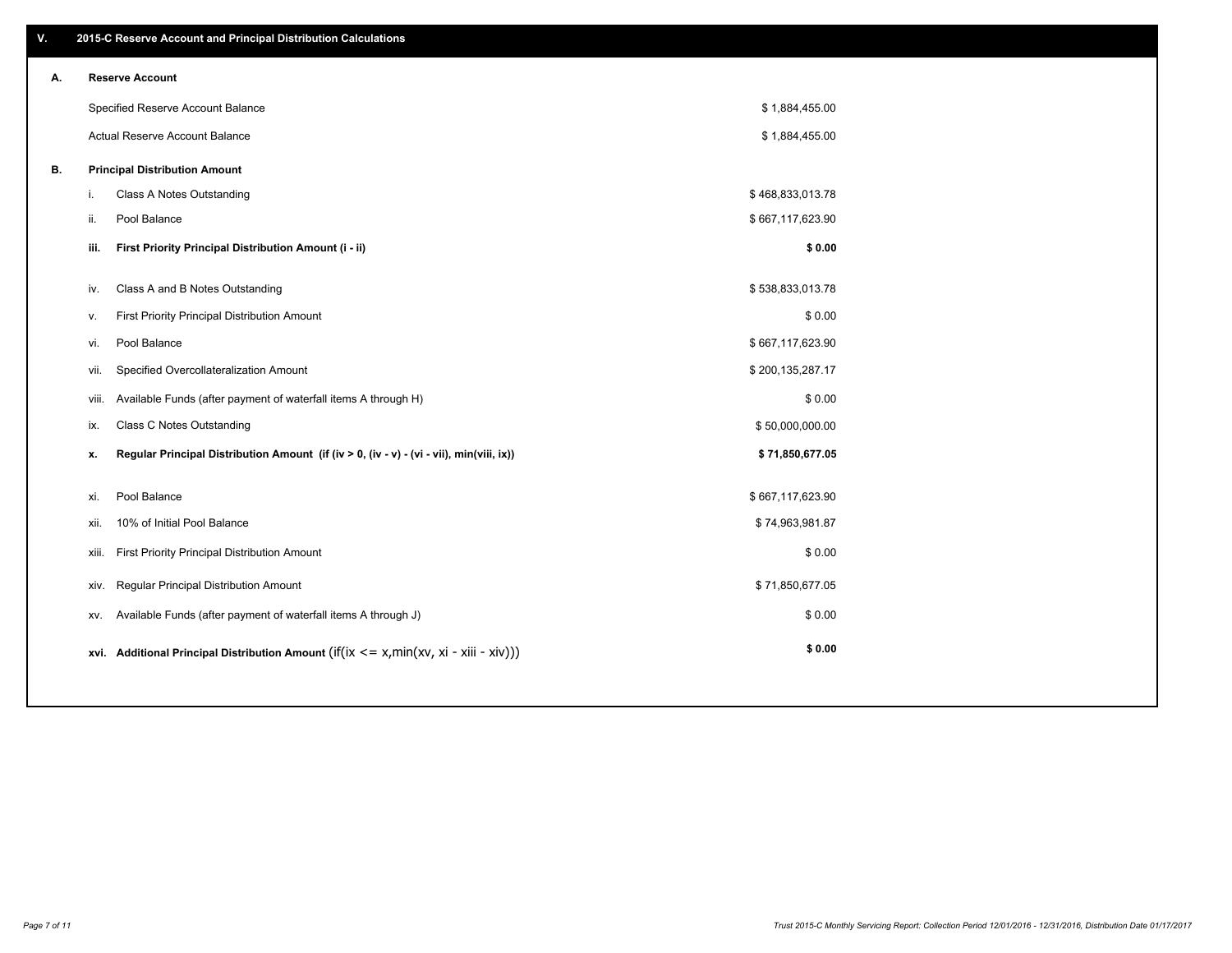## V. 2015-C Reserve Account and Principal Distribution Calculations

### A. Reserve Account

| | |
|---|---|
| Specified Reserve Account Balance | $ 1,884,455.00 |
| Actual Reserve Account Balance | $ 1,884,455.00 |

### B. Principal Distribution Amount

| | | |
|---|---|---|
| i. | Class A Notes Outstanding | $ 468,833,013.78 |
| ii. | Pool Balance | $ 667,117,623.90 |
| **iii.** | **First Priority Principal Distribution Amount (i - ii)** | **$ 0.00** |
| iv. | Class A and B Notes Outstanding | $ 538,833,013.78 |
| v. | First Priority Principal Distribution Amount | $ 0.00 |
| vi. | Pool Balance | $ 667,117,623.90 |
| vii. | Specified Overcollateralization Amount | $ 200,135,287.17 |
| viii. | Available Funds (after payment of waterfall items A through H) | $ 0.00 |
| ix. | Class C Notes Outstanding | $ 50,000,000.00 |
| **x.** | **Regular Principal Distribution Amount (if (iv > 0, (iv - v) - (vi - vii), min(viii, ix))** | **$ 71,850,677.05** |
| xi. | Pool Balance | $ 667,117,623.90 |
| xii. | 10% of Initial Pool Balance | $ 74,963,981.87 |
| xiii. | First Priority Principal Distribution Amount | $ 0.00 |
| xiv. | Regular Principal Distribution Amount | $ 71,850,677.05 |
| xv. | Available Funds (after payment of waterfall items A through J) | $ 0.00 |
| **xvi.** | **Additional Principal Distribution Amount** (if(ix <= x,min(xv, xi - xiii - xiv))) | **$ 0.00** |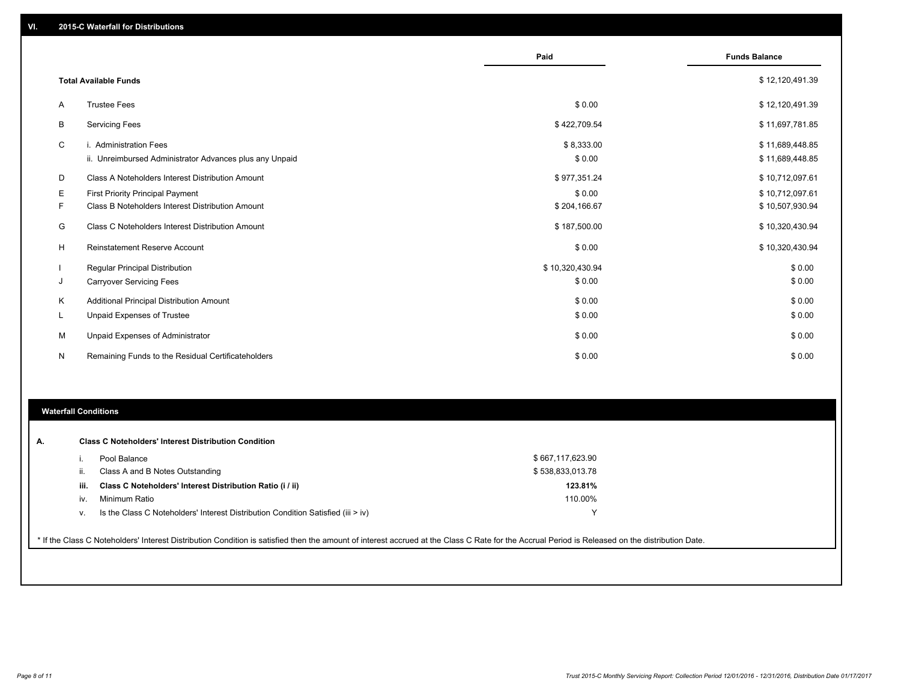## VI. 2015-C Waterfall for Distributions

| | | Paid | Funds Balance |
|---|---|---|---|
| | **Total Available Funds** | | $ 12,120,491.39 |
| A | Trustee Fees | $ 0.00 | $ 12,120,491.39 |
| B | Servicing Fees | $ 422,709.54 | $ 11,697,781.85 |
| C | i. Administration Fees | $ 8,333.00 | $ 11,689,448.85 |
| | ii. Unreimbursed Administrator Advances plus any Unpaid | $ 0.00 | $ 11,689,448.85 |
| D | Class A Noteholders Interest Distribution Amount | $ 977,351.24 | $ 10,712,097.61 |
| E | First Priority Principal Payment | $ 0.00 | $ 10,712,097.61 |
| F | Class B Noteholders Interest Distribution Amount | $ 204,166.67 | $ 10,507,930.94 |
| G | Class C Noteholders Interest Distribution Amount | $ 187,500.00 | $ 10,320,430.94 |
| H | Reinstatement Reserve Account | $ 0.00 | $ 10,320,430.94 |
| I | Regular Principal Distribution | $ 10,320,430.94 | $ 0.00 |
| J | Carryover Servicing Fees | $ 0.00 | $ 0.00 |
| K | Additional Principal Distribution Amount | $ 0.00 | $ 0.00 |
| L | Unpaid Expenses of Trustee | $ 0.00 | $ 0.00 |
| M | Unpaid Expenses of Administrator | $ 0.00 | $ 0.00 |
| N | Remaining Funds to the Residual Certificateholders | $ 0.00 | $ 0.00 |

## Waterfall Conditions

| | | |
|---|---|---|
| **A.** | **Class C Noteholders' Interest Distribution Condition** | |
| i. | Pool Balance | $ 667,117,623.90 |
| ii. | Class A and B Notes Outstanding | $ 538,833,013.78 |
| **iii.** | **Class C Noteholders' Interest Distribution Ratio (i / ii)** | **123.81%** |
| iv. | Minimum Ratio | 110.00% |
| v. | Is the Class C Noteholders' Interest Distribution Condition Satisfied (iii > iv) | Y |

* If the Class C Noteholders' Interest Distribution Condition is satisfied then the amount of interest accrued at the Class C Rate for the Accrual Period is Released on the distribution Date.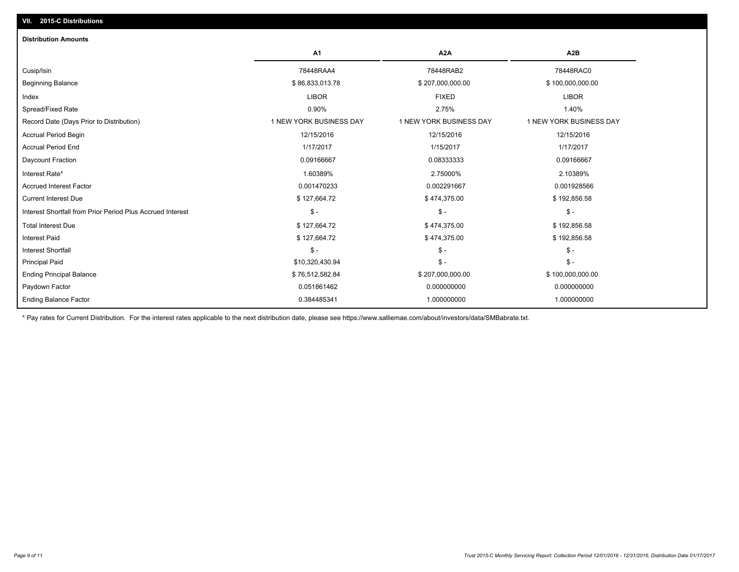## VII. 2015-C Distributions

### Distribution Amounts

| | A1 | A2A | A2B |
|---|---|---|---|
| Cusip/Isin | 78448RAA4 | 78448RAB2 | 78448RAC0 |
| Beginning Balance | $ 86,833,013.78 | $ 207,000,000.00 | $ 100,000,000.00 |
| Index | LIBOR | FIXED | LIBOR |
| Spread/Fixed Rate | 0.90% | 2.75% | 1.40% |
| Record Date (Days Prior to Distribution) | 1 NEW YORK BUSINESS DAY | 1 NEW YORK BUSINESS DAY | 1 NEW YORK BUSINESS DAY |
| Accrual Period Begin | 12/15/2016 | 12/15/2016 | 12/15/2016 |
| Accrual Period End | 1/17/2017 | 1/15/2017 | 1/17/2017 |
| Daycount Fraction | 0.09166667 | 0.08333333 | 0.09166667 |
| Interest Rate* | 1.60389% | 2.75000% | 2.10389% |
| Accrued Interest Factor | 0.001470233 | 0.002291667 | 0.001928566 |
| Current Interest Due | $ 127,664.72 | $ 474,375.00 | $ 192,856.58 |
| Interest Shortfall from Prior Period Plus Accrued Interest | $ - | $ - | $ - |
| Total Interest Due | $ 127,664.72 | $ 474,375.00 | $ 192,856.58 |
| Interest Paid | $ 127,664.72 | $ 474,375.00 | $ 192,856.58 |
| Interest Shortfall | $ - | $ - | $ - |
| Principal Paid | $10,320,430.94 | $ - | $ - |
| Ending Principal Balance | $ 76,512,582.84 | $ 207,000,000.00 | $ 100,000,000.00 |
| Paydown Factor | 0.051861462 | 0.000000000 | 0.000000000 |
| Ending Balance Factor | 0.384485341 | 1.000000000 | 1.000000000 |

\* Pay rates for Current Distribution. For the interest rates applicable to the next distribution date, please see https://www.salliemae.com/about/investors/data/SMBabrate.txt.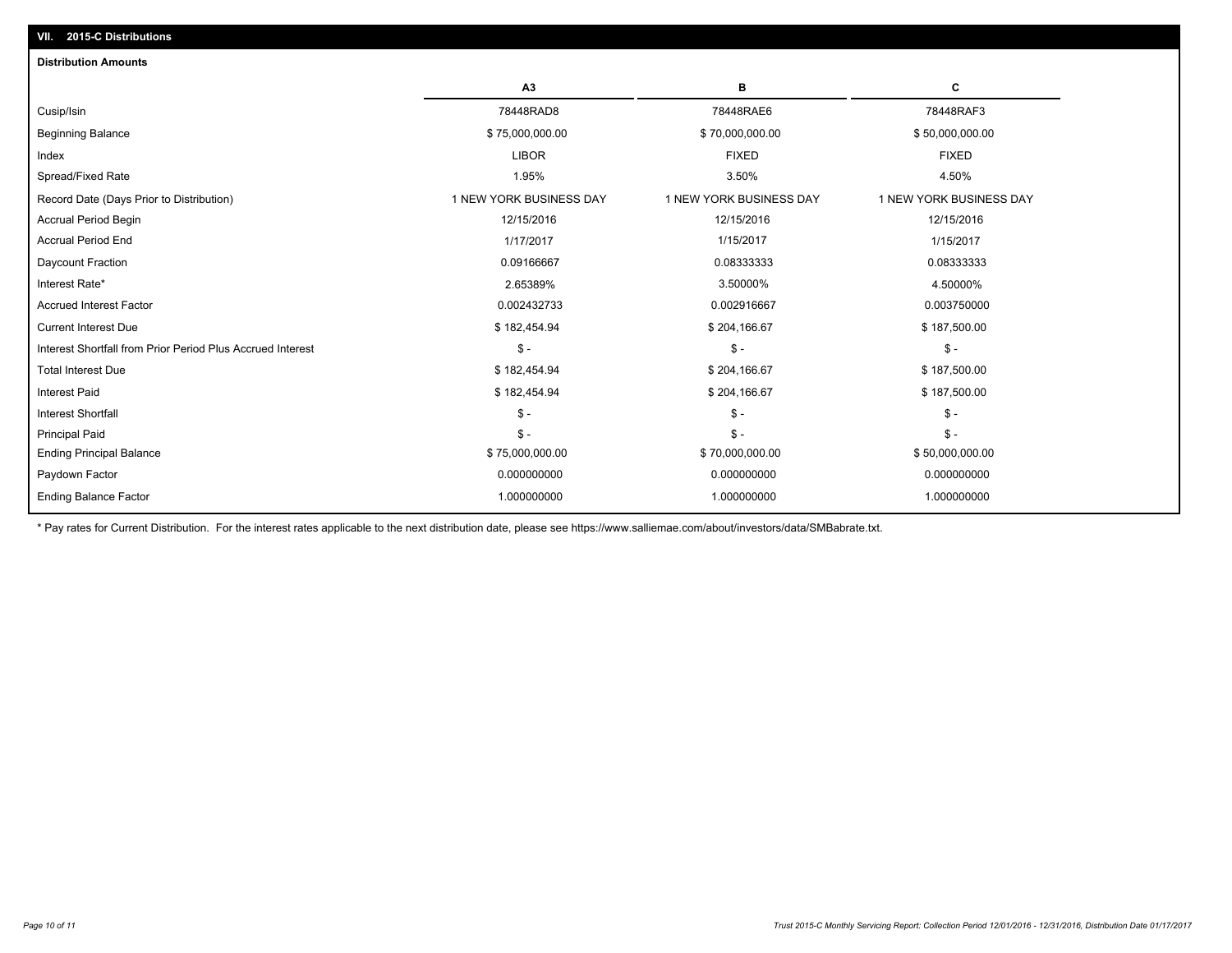## VII. 2015-C Distributions

### Distribution Amounts

| | A3 | B | C |
|---|---|---|---|
| Cusip/Isin | 78448RAD8 | 78448RAE6 | 78448RAF3 |
| Beginning Balance | $ 75,000,000.00 | $ 70,000,000.00 | $ 50,000,000.00 |
| Index | LIBOR | FIXED | FIXED |
| Spread/Fixed Rate | 1.95% | 3.50% | 4.50% |
| Record Date (Days Prior to Distribution) | 1 NEW YORK BUSINESS DAY | 1 NEW YORK BUSINESS DAY | 1 NEW YORK BUSINESS DAY |
| Accrual Period Begin | 12/15/2016 | 12/15/2016 | 12/15/2016 |
| Accrual Period End | 1/17/2017 | 1/15/2017 | 1/15/2017 |
| Daycount Fraction | 0.09166667 | 0.08333333 | 0.08333333 |
| Interest Rate* | 2.65389% | 3.50000% | 4.50000% |
| Accrued Interest Factor | 0.002432733 | 0.002916667 | 0.003750000 |
| Current Interest Due | $ 182,454.94 | $ 204,166.67 | $ 187,500.00 |
| Interest Shortfall from Prior Period Plus Accrued Interest | $ - | $ - | $ - |
| Total Interest Due | $ 182,454.94 | $ 204,166.67 | $ 187,500.00 |
| Interest Paid | $ 182,454.94 | $ 204,166.67 | $ 187,500.00 |
| Interest Shortfall | $ - | $ - | $ - |
| Principal Paid | $ - | $ - | $ - |
| Ending Principal Balance | $ 75,000,000.00 | $ 70,000,000.00 | $ 50,000,000.00 |
| Paydown Factor | 0.000000000 | 0.000000000 | 0.000000000 |
| Ending Balance Factor | 1.000000000 | 1.000000000 | 1.000000000 |

* Pay rates for Current Distribution. For the interest rates applicable to the next distribution date, please see https://www.salliemae.com/about/investors/data/SMBabrate.txt.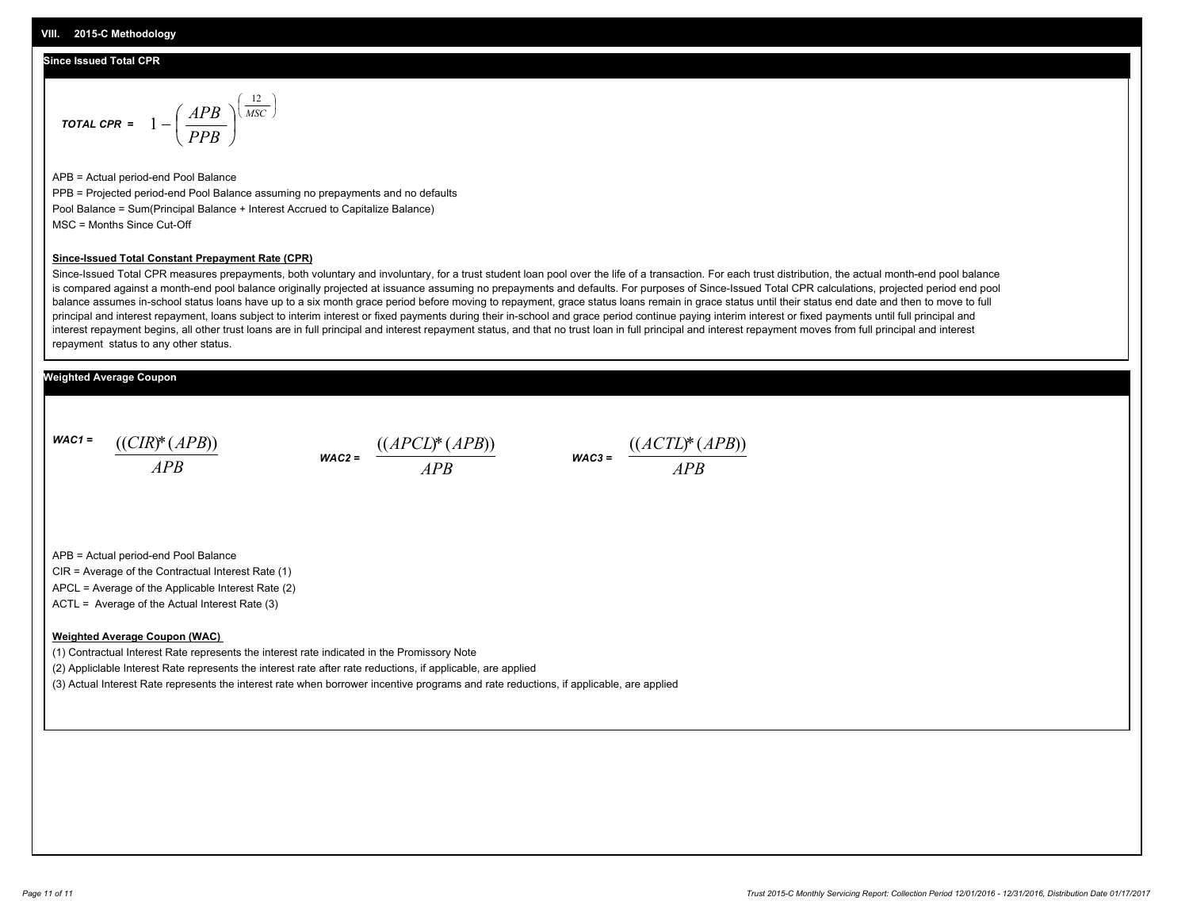## VIII. 2015-C Methodology

### Since Issued Total CPR

**TOTAL CPR =** $$1 - \left( \frac{APB}{PPB} \right)^{\left( \frac{12}{MSC} \right)}$$

APB = Actual period-end Pool Balance

PPB = Projected period-end Pool Balance assuming no prepayments and no defaults

Pool Balance = Sum(Principal Balance + Interest Accrued to Capitalize Balance)

MSC = Months Since Cut-Off

**Since-Issued Total Constant Prepayment Rate (CPR)**

Since-Issued Total CPR measures prepayments, both voluntary and involuntary, for a trust student loan pool over the life of a transaction. For each trust distribution, the actual month-end pool balance is compared against a month-end pool balance originally projected at issuance assuming no prepayments and defaults. For purposes of Since-Issued Total CPR calculations, projected period end pool balance assumes in-school status loans have up to a six month grace period before moving to repayment, grace status loans remain in grace status until their status end date and then to move to full principal and interest repayment, loans subject to interim interest or fixed payments during their in-school and grace period continue paying interim interest or fixed payments until full principal and interest repayment begins, all other trust loans are in full principal and interest repayment status, and that no trust loan in full principal and interest repayment moves from full principal and interest repayment status to any other status.

### Weighted Average Coupon

**WAC1 =** $$\frac{((CIR)*(APB))}{APB}$$

**WAC2 =** $$\frac{((APCL)*(APB))}{APB}$$

**WAC3 =** $$\frac{((ACTL)*(APB))}{APB}$$

APB = Actual period-end Pool Balance

CIR = Average of the Contractual Interest Rate (1)

APCL = Average of the Applicable Interest Rate (2)

ACTL = Average of the Actual Interest Rate (3)

**Weighted Average Coupon (WAC)**

(1) Contractual Interest Rate represents the interest rate indicated in the Promissory Note

(2) Appliclable Interest Rate represents the interest rate after rate reductions, if applicable, are applied

(3) Actual Interest Rate represents the interest rate when borrower incentive programs and rate reductions, if applicable, are applied